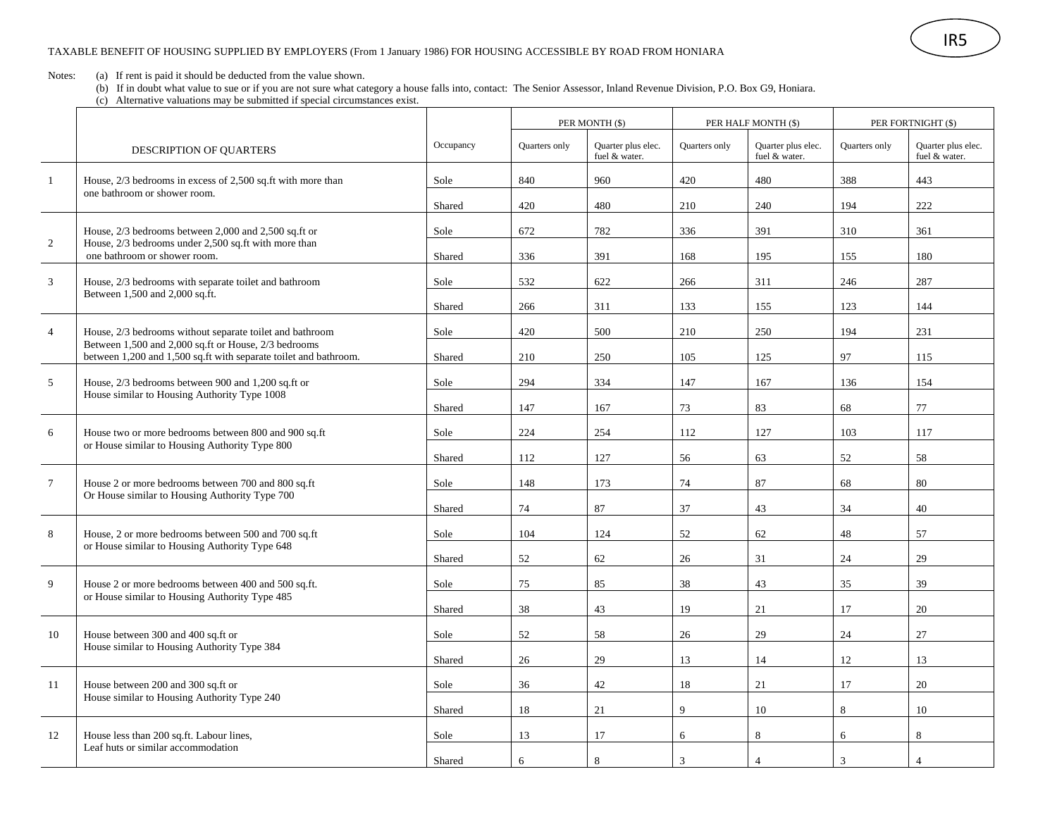IR5

TAXABLE BENEFIT OF HOUSING SUPPLIED BY EMPLOYERS (From 1 January 1986) FOR HOUSING ACCESSIBLE BY ROAD FROM HONIARA

Notes:
(a) If rent is paid it should be deducted from the value shown.
(b) If in doubt what value to sue or if you are not sure what category a house falls into, contact: The Senior Assessor, Inland Revenue Division, P.O. Box G9, Honiara.
(c) Alternative valuations may be submitted if special circumstances exist.

| | DESCRIPTION OF QUARTERS | Occupancy | PER MONTH ($) | | PER HALF MONTH ($) | | PER FORTNIGHT ($) | |
|---|---|---|---|---|---|---|---|---|
| | | | Quarters only | Quarter plus elec. fuel & water. | Quarters only | Quarter plus elec. fuel & water. | Quarters only | Quarter plus elec. fuel & water. |
| 1 | House, 2/3 bedrooms in excess of 2,500 sq.ft with more than one bathroom or shower room. | Sole | 840 | 960 | 420 | 480 | 388 | 443 |
| | | Shared | 420 | 480 | 210 | 240 | 194 | 222 |
| 2 | House, 2/3 bedrooms between 2,000 and 2,500 sq.ft or House, 2/3 bedrooms under 2,500 sq.ft with more than one bathroom or shower room. | Sole | 672 | 782 | 336 | 391 | 310 | 361 |
| | | Shared | 336 | 391 | 168 | 195 | 155 | 180 |
| 3 | House, 2/3 bedrooms with separate toilet and bathroom Between 1,500 and 2,000 sq.ft. | Sole | 532 | 622 | 266 | 311 | 246 | 287 |
| | | Shared | 266 | 311 | 133 | 155 | 123 | 144 |
| 4 | House, 2/3 bedrooms without separate toilet and bathroom Between 1,500 and 2,000 sq.ft or House, 2/3 bedrooms between 1,200 and 1,500 sq.ft with separate toilet and bathroom. | Sole | 420 | 500 | 210 | 250 | 194 | 231 |
| | | Shared | 210 | 250 | 105 | 125 | 97 | 115 |
| 5 | House, 2/3 bedrooms between 900 and 1,200 sq.ft or House similar to Housing Authority Type 1008 | Sole | 294 | 334 | 147 | 167 | 136 | 154 |
| | | Shared | 147 | 167 | 73 | 83 | 68 | 77 |
| 6 | House two or more bedrooms between 800 and 900 sq.ft or House similar to Housing Authority Type 800 | Sole | 224 | 254 | 112 | 127 | 103 | 117 |
| | | Shared | 112 | 127 | 56 | 63 | 52 | 58 |
| 7 | House 2 or more bedrooms between 700 and 800 sq.ft Or House similar to Housing Authority Type 700 | Sole | 148 | 173 | 74 | 87 | 68 | 80 |
| | | Shared | 74 | 87 | 37 | 43 | 34 | 40 |
| 8 | House, 2 or more bedrooms between 500 and 700 sq.ft or House similar to Housing Authority Type 648 | Sole | 104 | 124 | 52 | 62 | 48 | 57 |
| | | Shared | 52 | 62 | 26 | 31 | 24 | 29 |
| 9 | House 2 or more bedrooms between 400 and 500 sq.ft. or House similar to Housing Authority Type 485 | Sole | 75 | 85 | 38 | 43 | 35 | 39 |
| | | Shared | 38 | 43 | 19 | 21 | 17 | 20 |
| 10 | House between 300 and 400 sq.ft or House similar to Housing Authority Type 384 | Sole | 52 | 58 | 26 | 29 | 24 | 27 |
| | | Shared | 26 | 29 | 13 | 14 | 12 | 13 |
| 11 | House between 200 and 300 sq.ft or House similar to Housing Authority Type 240 | Sole | 36 | 42 | 18 | 21 | 17 | 20 |
| | | Shared | 18 | 21 | 9 | 10 | 8 | 10 |
| 12 | House less than 200 sq.ft. Labour lines, Leaf huts or similar accommodation | Sole | 13 | 17 | 6 | 8 | 6 | 8 |
| | | Shared | 6 | 8 | 3 | 4 | 3 | 4 |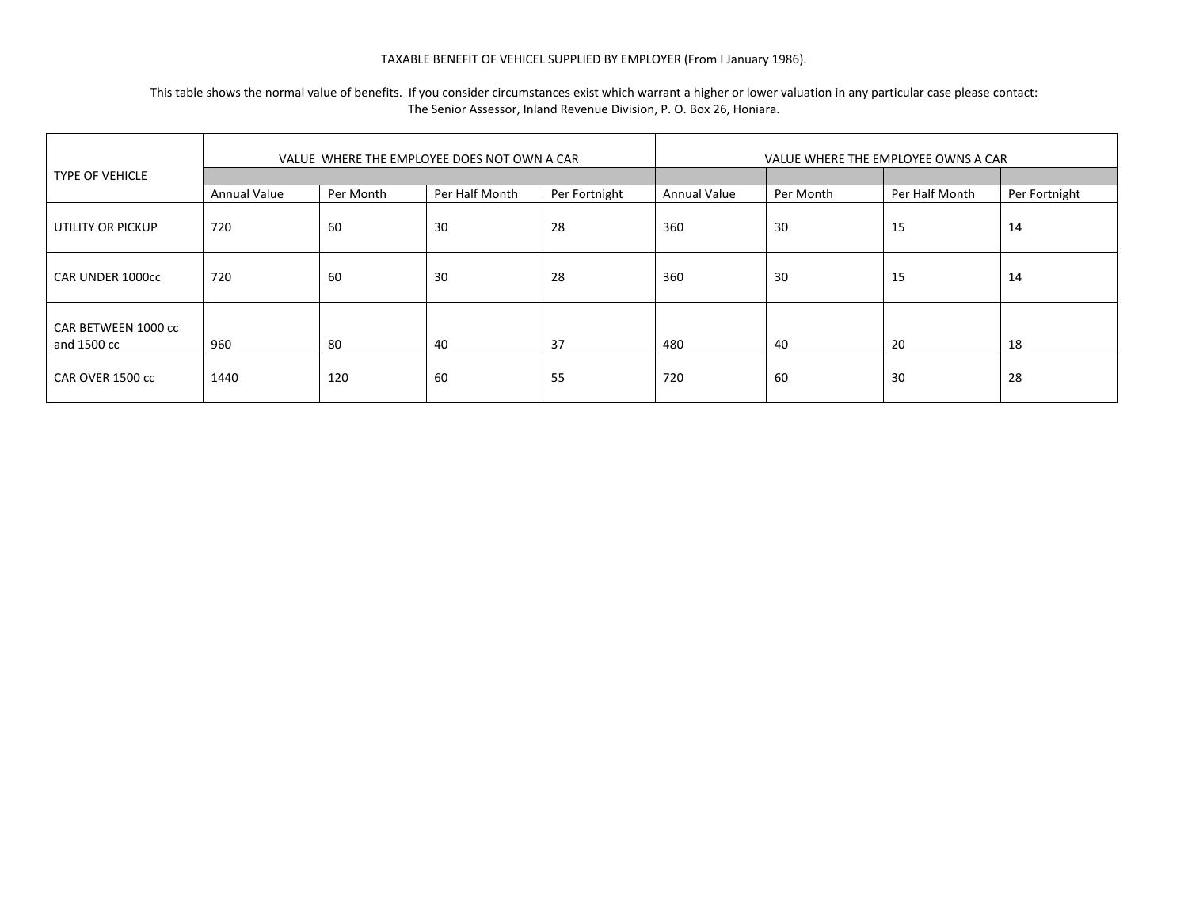TAXABLE BENEFIT OF VEHICEL SUPPLIED BY EMPLOYER (From I January 1986).

This table shows the normal value of benefits. If you consider circumstances exist which warrant a higher or lower valuation in any particular case please contact:
The Senior Assessor, Inland Revenue Division, P. O. Box 26, Honiara.

| TYPE OF VEHICLE | VALUE WHERE THE EMPLOYEE DOES NOT OWN A CAR | | | | VALUE WHERE THE EMPLOYEE OWNS A CAR | | | |
|---|---|---|---|---|---|---|---|---|
| | Annual Value | Per Month | Per Half Month | Per Fortnight | Annual Value | Per Month | Per Half Month | Per Fortnight |
| UTILITY OR PICKUP | 720 | 60 | 30 | 28 | 360 | 30 | 15 | 14 |
| CAR UNDER 1000cc | 720 | 60 | 30 | 28 | 360 | 30 | 15 | 14 |
| CAR BETWEEN 1000 cc and 1500 cc | 960 | 80 | 40 | 37 | 480 | 40 | 20 | 18 |
| CAR OVER 1500 cc | 1440 | 120 | 60 | 55 | 720 | 60 | 30 | 28 |